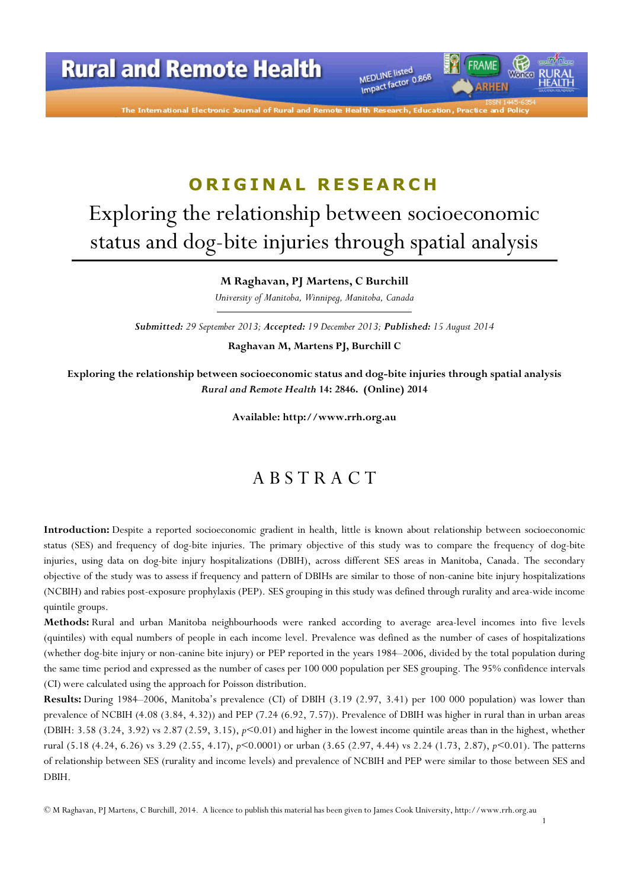ORIGINAL RESEARCH

# Exploring the relationship between socioeconomic status and dog-bite injuries through spatial analysis

**M Raghavan, PJ Martens, C Burchill**

*University of Manitoba, Winnipeg, Manitoba, Canada*

***Submitted:*** *29 September 2013;* ***Accepted:*** *19 December 2013;* ***Published:*** *15 August 2014*

**Raghavan M, Martens PJ, Burchill C**

**Exploring the relationship between socioeconomic status and dog-bite injuries through spatial analysis**
***Rural and Remote Health*** **14: 2846. (Online) 2014**

**Available: http://www.rrh.org.au**

## ABSTRACT

**Introduction:** Despite a reported socioeconomic gradient in health, little is known about relationship between socioeconomic status (SES) and frequency of dog-bite injuries. The primary objective of this study was to compare the frequency of dog-bite injuries, using data on dog-bite injury hospitalizations (DBIH), across different SES areas in Manitoba, Canada. The secondary objective of the study was to assess if frequency and pattern of DBIHs are similar to those of non-canine bite injury hospitalizations (NCBIH) and rabies post-exposure prophylaxis (PEP). SES grouping in this study was defined through rurality and area-wide income quintile groups.

**Methods:** Rural and urban Manitoba neighbourhoods were ranked according to average area-level incomes into five levels (quintiles) with equal numbers of people in each income level. Prevalence was defined as the number of cases of hospitalizations (whether dog-bite injury or non-canine bite injury) or PEP reported in the years 1984–2006, divided by the total population during the same time period and expressed as the number of cases per 100 000 population per SES grouping. The 95% confidence intervals (CI) were calculated using the approach for Poisson distribution.

**Results:** During 1984–2006, Manitoba's prevalence (CI) of DBIH (3.19 (2.97, 3.41) per 100 000 population) was lower than prevalence of NCBIH (4.08 (3.84, 4.32)) and PEP (7.24 (6.92, 7.57)). Prevalence of DBIH was higher in rural than in urban areas (DBIH: 3.58 (3.24, 3.92) vs 2.87 (2.59, 3.15), $p<0.01$) and higher in the lowest income quintile areas than in the highest, whether rural (5.18 (4.24, 6.26) vs 3.29 (2.55, 4.17), $p<0.0001$) or urban (3.65 (2.97, 4.44) vs 2.24 (1.73, 2.87), $p<0.01$). The patterns of relationship between SES (rurality and income levels) and prevalence of NCBIH and PEP were similar to those between SES and DBIH.

© M Raghavan, PJ Martens, C Burchill, 2014. A licence to publish this material has been given to James Cook University, http://www.rrh.org.au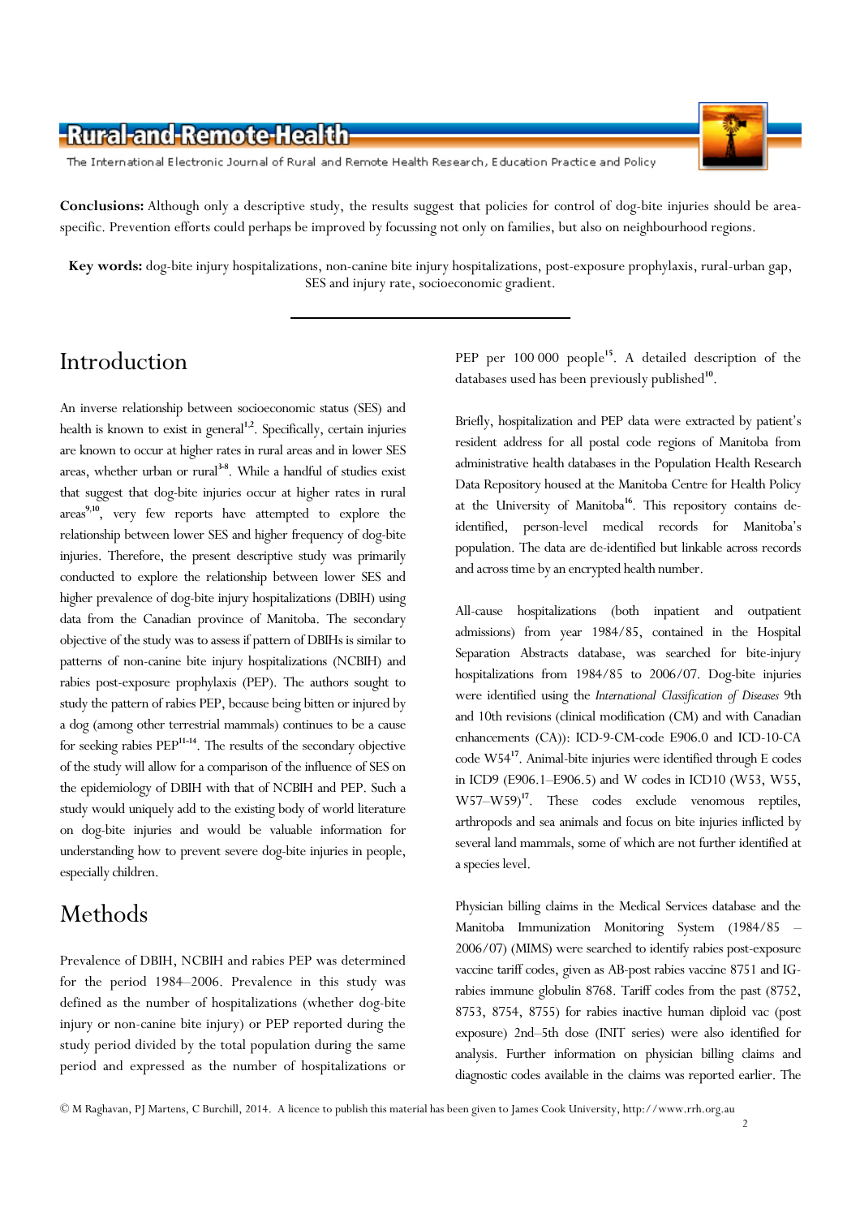**Conclusions:** Although only a descriptive study, the results suggest that policies for control of dog-bite injuries should be area-specific. Prevention efforts could perhaps be improved by focussing not only on families, but also on neighbourhood regions.

**Key words:** dog-bite injury hospitalizations, non-canine bite injury hospitalizations, post-exposure prophylaxis, rural-urban gap, SES and injury rate, socioeconomic gradient.

# Introduction

An inverse relationship between socioeconomic status (SES) and health is known to exist in general[1,2]. Specifically, certain injuries are known to occur at higher rates in rural areas and in lower SES areas, whether urban or rural[3-8]. While a handful of studies exist that suggest that dog-bite injuries occur at higher rates in rural areas[9,10], very few reports have attempted to explore the relationship between lower SES and higher frequency of dog-bite injuries. Therefore, the present descriptive study was primarily conducted to explore the relationship between lower SES and higher prevalence of dog-bite injury hospitalizations (DBIH) using data from the Canadian province of Manitoba. The secondary objective of the study was to assess if pattern of DBIHs is similar to patterns of non-canine bite injury hospitalizations (NCBIH) and rabies post-exposure prophylaxis (PEP). The authors sought to study the pattern of rabies PEP, because being bitten or injured by a dog (among other terrestrial mammals) continues to be a cause for seeking rabies PEP[11-14]. The results of the secondary objective of the study will allow for a comparison of the influence of SES on the epidemiology of DBIH with that of NCBIH and PEP. Such a study would uniquely add to the existing body of world literature on dog-bite injuries and would be valuable information for understanding how to prevent severe dog-bite injuries in people, especially children.

# Methods

Prevalence of DBIH, NCBIH and rabies PEP was determined for the period 1984–2006. Prevalence in this study was defined as the number of hospitalizations (whether dog-bite injury or non-canine bite injury) or PEP reported during the study period divided by the total population during the same period and expressed as the number of hospitalizations or PEP per 100 000 people[15]. A detailed description of the databases used has been previously published[10].

Briefly, hospitalization and PEP data were extracted by patient's resident address for all postal code regions of Manitoba from administrative health databases in the Population Health Research Data Repository housed at the Manitoba Centre for Health Policy at the University of Manitoba[16]. This repository contains de-identified, person-level medical records for Manitoba's population. The data are de-identified but linkable across records and across time by an encrypted health number.

All-cause hospitalizations (both inpatient and outpatient admissions) from year 1984/85, contained in the Hospital Separation Abstracts database, was searched for bite-injury hospitalizations from 1984/85 to 2006/07. Dog-bite injuries were identified using the *International Classification of Diseases* 9th and 10th revisions (clinical modification (CM) and with Canadian enhancements (CA)): ICD-9-CM-code E906.0 and ICD-10-CA code W54[17]. Animal-bite injuries were identified through E codes in ICD9 (E906.1–E906.5) and W codes in ICD10 (W53, W55, W57–W59)[17]. These codes exclude venomous reptiles, arthropods and sea animals and focus on bite injuries inflicted by several land mammals, some of which are not further identified at a species level.

Physician billing claims in the Medical Services database and the Manitoba Immunization Monitoring System (1984/85 – 2006/07) (MIMS) were searched to identify rabies post-exposure vaccine tariff codes, given as AB-post rabies vaccine 8751 and IG-rabies immune globulin 8768. Tariff codes from the past (8752, 8753, 8754, 8755) for rabies inactive human diploid vac (post exposure) 2nd–5th dose (INIT series) were also identified for analysis. Further information on physician billing claims and diagnostic codes available in the claims was reported earlier. The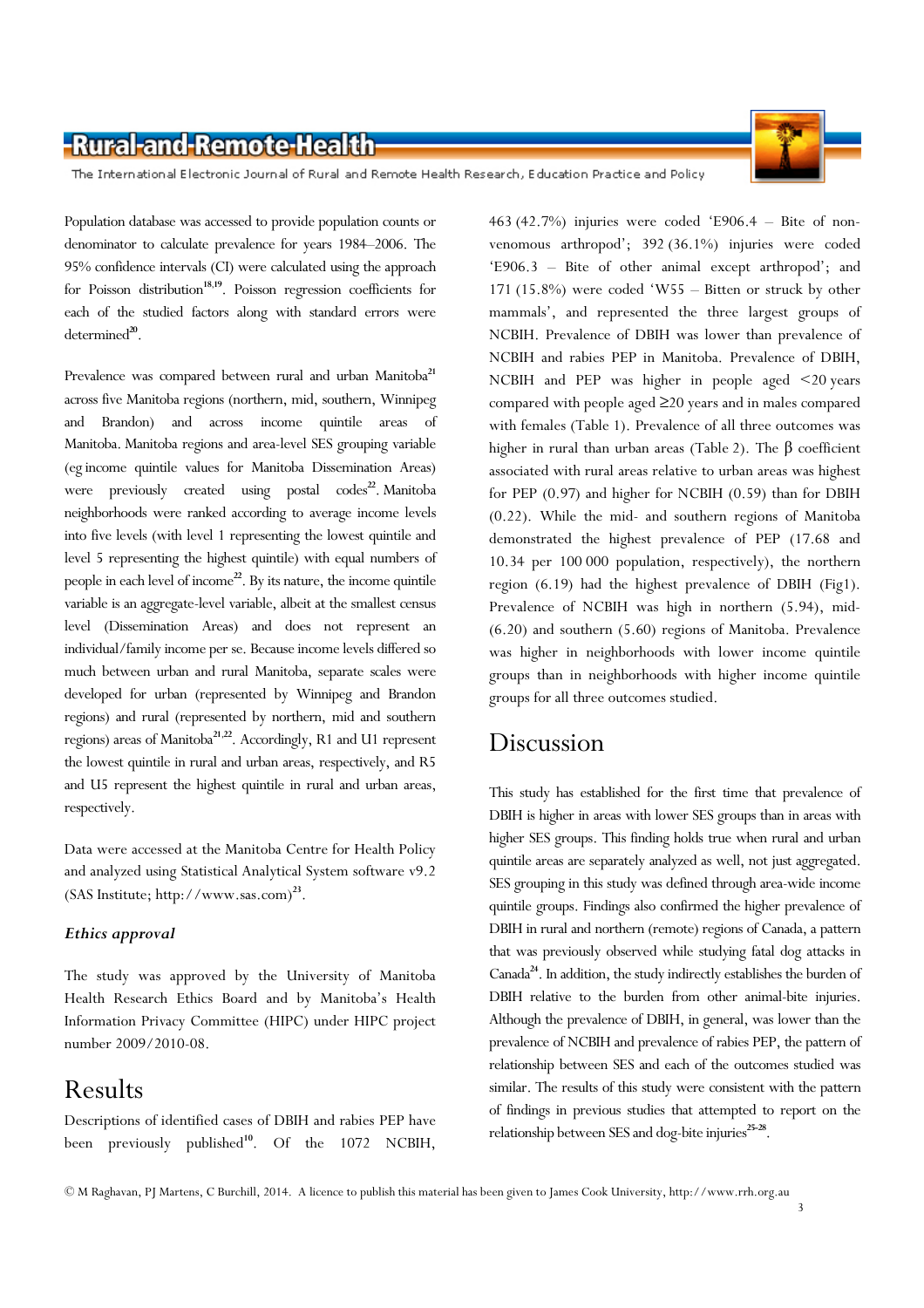Population database was accessed to provide population counts or denominator to calculate prevalence for years 1984–2006. The 95% confidence intervals (CI) were calculated using the approach for Poisson distribution[18,19]. Poisson regression coefficients for each of the studied factors along with standard errors were determined[20].

Prevalence was compared between rural and urban Manitoba[21] across five Manitoba regions (northern, mid, southern, Winnipeg and Brandon) and across income quintile areas of Manitoba. Manitoba regions and area-level SES grouping variable (eg income quintile values for Manitoba Dissemination Areas) were previously created using postal codes[22]. Manitoba neighborhoods were ranked according to average income levels into five levels (with level 1 representing the lowest quintile and level 5 representing the highest quintile) with equal numbers of people in each level of income[22]. By its nature, the income quintile variable is an aggregate-level variable, albeit at the smallest census level (Dissemination Areas) and does not represent an individual/family income per se. Because income levels differed so much between urban and rural Manitoba, separate scales were developed for urban (represented by Winnipeg and Brandon regions) and rural (represented by northern, mid and southern regions) areas of Manitoba[21,22]. Accordingly, R1 and U1 represent the lowest quintile in rural and urban areas, respectively, and R5 and U5 represent the highest quintile in rural and urban areas, respectively.

Data were accessed at the Manitoba Centre for Health Policy and analyzed using Statistical Analytical System software v9.2 (SAS Institute; http://www.sas.com)[23].

### *Ethics approval*

The study was approved by the University of Manitoba Health Research Ethics Board and by Manitoba's Health Information Privacy Committee (HIPC) under HIPC project number 2009/2010-08.

## Results

Descriptions of identified cases of DBIH and rabies PEP have been previously published[10]. Of the 1072 NCBIH, 463 (42.7%) injuries were coded 'E906.4 – Bite of non-venomous arthropod'; 392 (36.1%) injuries were coded 'E906.3 – Bite of other animal except arthropod'; and 171 (15.8%) were coded 'W55 – Bitten or struck by other mammals', and represented the three largest groups of NCBIH. Prevalence of DBIH was lower than prevalence of NCBIH and rabies PEP in Manitoba. Prevalence of DBIH, NCBIH and PEP was higher in people aged <20 years compared with people aged ≥20 years and in males compared with females (Table 1). Prevalence of all three outcomes was higher in rural than urban areas (Table 2). The β coefficient associated with rural areas relative to urban areas was highest for PEP (0.97) and higher for NCBIH (0.59) than for DBIH (0.22). While the mid- and southern regions of Manitoba demonstrated the highest prevalence of PEP (17.68 and 10.34 per 100 000 population, respectively), the northern region (6.19) had the highest prevalence of DBIH (Fig1). Prevalence of NCBIH was high in northern (5.94), mid- (6.20) and southern (5.60) regions of Manitoba. Prevalence was higher in neighborhoods with lower income quintile groups than in neighborhoods with higher income quintile groups for all three outcomes studied.

## Discussion

This study has established for the first time that prevalence of DBIH is higher in areas with lower SES groups than in areas with higher SES groups. This finding holds true when rural and urban quintile areas are separately analyzed as well, not just aggregated. SES grouping in this study was defined through area-wide income quintile groups. Findings also confirmed the higher prevalence of DBIH in rural and northern (remote) regions of Canada, a pattern that was previously observed while studying fatal dog attacks in Canada[24]. In addition, the study indirectly establishes the burden of DBIH relative to the burden from other animal-bite injuries. Although the prevalence of DBIH, in general, was lower than the prevalence of NCBIH and prevalence of rabies PEP, the pattern of relationship between SES and each of the outcomes studied was similar. The results of this study were consistent with the pattern of findings in previous studies that attempted to report on the relationship between SES and dog-bite injuries[25-28].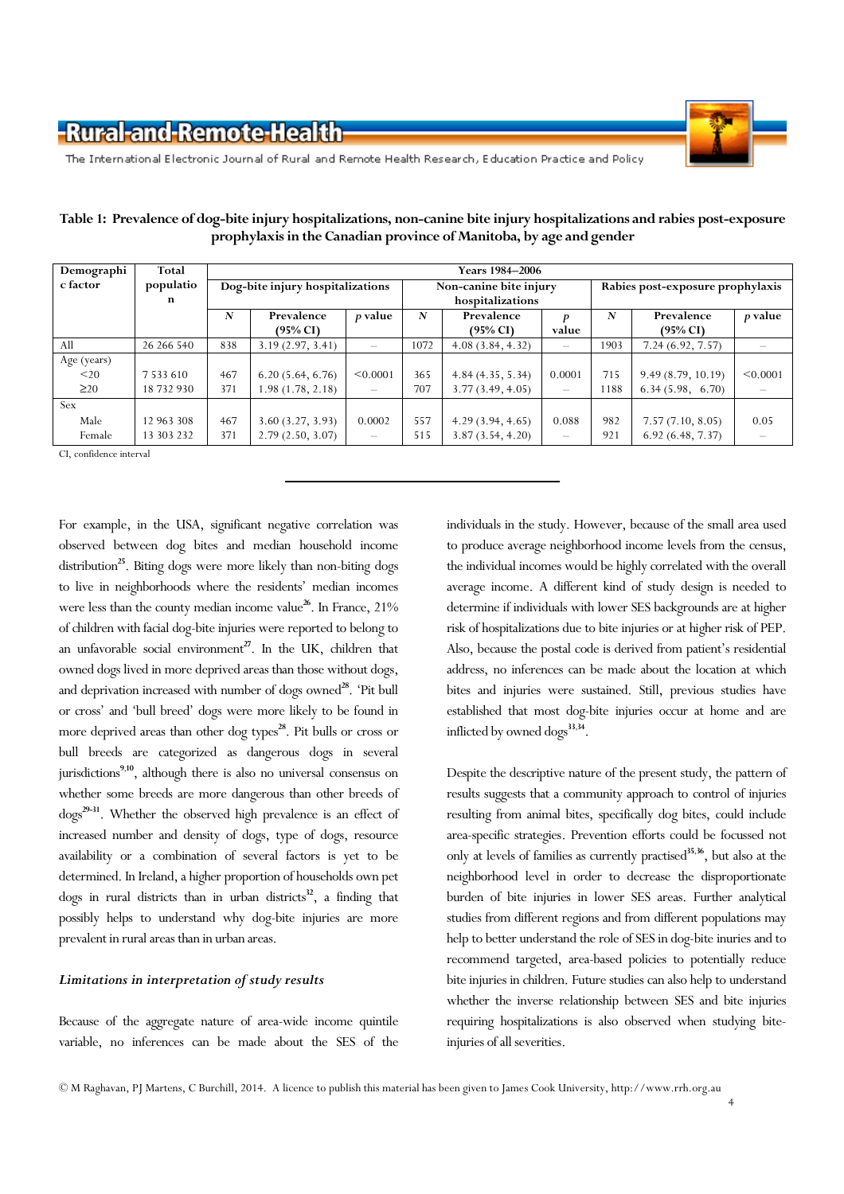**Table 1: Prevalence of dog-bite injury hospitalizations, non-canine bite injury hospitalizations and rabies post-exposure prophylaxis in the Canadian province of Manitoba, by age and gender**

| Demographic factor | Total population | Years 1984–2006 | | | | | | | | |
|---|---|---|---|---|---|---|---|---|---|---|
| | | Dog-bite injury hospitalizations | | | Non-canine bite injury hospitalizations | | | Rabies post-exposure prophylaxis | | |
| | | *N* | Prevalence (95% CI) | *p* value | *N* | Prevalence (95% CI) | *p* value | *N* | Prevalence (95% CI) | *p* value |
| All | 26 266 540 | 838 | 3.19 (2.97, 3.41) | – | 1072 | 4.08 (3.84, 4.32) | – | 1903 | 7.24 (6.92, 7.57) | – |
| Age (years) | | | | | | | | | | |
| <20 | 7 533 610 | 467 | 6.20 (5.64, 6.76) | <0.0001 | 365 | 4.84 (4.35, 5.34) | 0.0001 | 715 | 9.49 (8.79, 10.19) | <0.0001 |
| ≥20 | 18 732 930 | 371 | 1.98 (1.78, 2.18) | – | 707 | 3.77 (3.49, 4.05) | – | 1188 | 6.34 (5.98, 6.70) | – |
| Sex | | | | | | | | | | |
| Male | 12 963 308 | 467 | 3.60 (3.27, 3.93) | 0.0002 | 557 | 4.29 (3.94, 4.65) | 0.088 | 982 | 7.57 (7.10, 8.05) | 0.05 |
| Female | 13 303 232 | 371 | 2.79 (2.50, 3.07) | – | 515 | 3.87 (3.54, 4.20) | – | 921 | 6.92 (6.48, 7.37) | – |

CI, confidence interval

For example, in the USA, significant negative correlation was observed between dog bites and median household income distribution[25]. Biting dogs were more likely than non-biting dogs to live in neighborhoods where the residents' median incomes were less than the county median income value[26]. In France, 21% of children with facial dog-bite injuries were reported to belong to an unfavorable social environment[27]. In the UK, children that owned dogs lived in more deprived areas than those without dogs, and deprivation increased with number of dogs owned[28]. 'Pit bull or cross' and 'bull breed' dogs were more likely to be found in more deprived areas than other dog types[28]. Pit bulls or cross or bull breeds are categorized as dangerous dogs in several jurisdictions[9,10], although there is also no universal consensus on whether some breeds are more dangerous than other breeds of dogs[29-31]. Whether the observed high prevalence is an effect of increased number and density of dogs, type of dogs, resource availability or a combination of several factors is yet to be determined. In Ireland, a higher proportion of households own pet dogs in rural districts than in urban districts[32], a finding that possibly helps to understand why dog-bite injuries are more prevalent in rural areas than in urban areas.

### *Limitations in interpretation of study results*

Because of the aggregate nature of area-wide income quintile variable, no inferences can be made about the SES of the individuals in the study. However, because of the small area used to produce average neighborhood income levels from the census, the individual incomes would be highly correlated with the overall average income. A different kind of study design is needed to determine if individuals with lower SES backgrounds are at higher risk of hospitalizations due to bite injuries or at higher risk of PEP. Also, because the postal code is derived from patient's residential address, no inferences can be made about the location at which bites and injuries were sustained. Still, previous studies have established that most dog-bite injuries occur at home and are inflicted by owned dogs[33,34].

Despite the descriptive nature of the present study, the pattern of results suggests that a community approach to control of injuries resulting from animal bites, specifically dog bites, could include area-specific strategies. Prevention efforts could be focussed not only at levels of families as currently practised[35,36], but also at the neighborhood level in order to decrease the disproportionate burden of bite injuries in lower SES areas. Further analytical studies from different regions and from different populations may help to better understand the role of SES in dog-bite inuries and to recommend targeted, area-based policies to potentially reduce bite injuries in children. Future studies can also help to understand whether the inverse relationship between SES and bite injuries requiring hospitalizations is also observed when studying bite-injuries of all severities.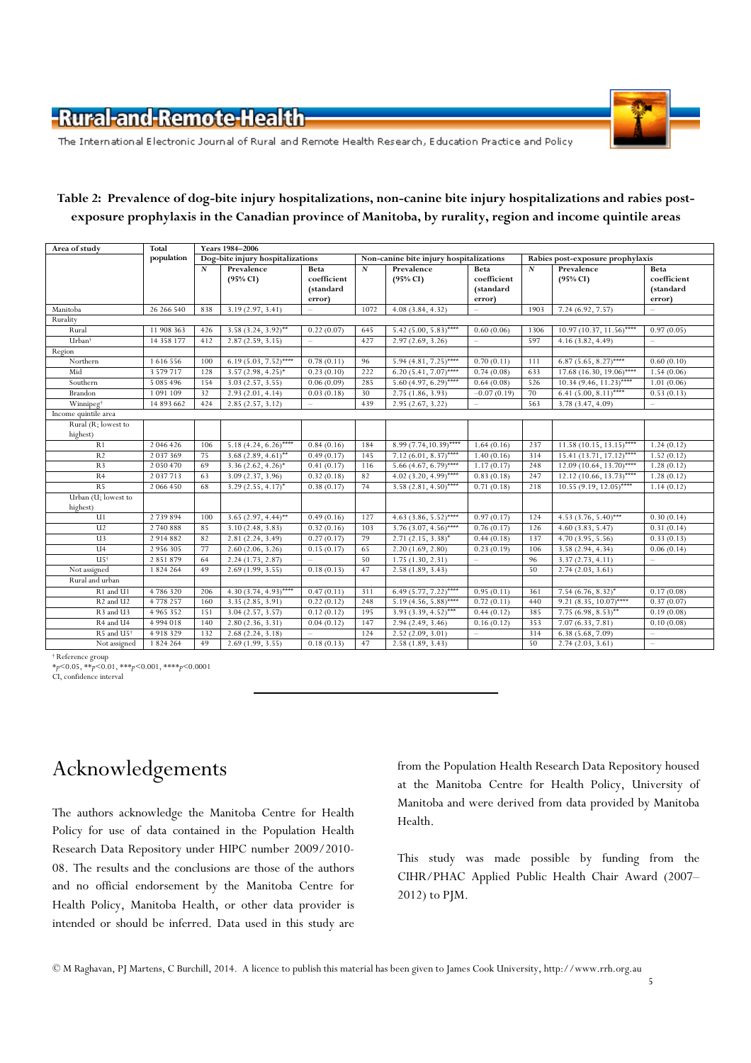**Table 2: Prevalence of dog-bite injury hospitalizations, non-canine bite injury hospitalizations and rabies post-exposure prophylaxis in the Canadian province of Manitoba, by rurality, region and income quintile areas**

| Area of study | Total population | Years 1984–2006 | | | | | | | | |
|---|---|---|---|---|---|---|---|---|---|---|
| | | Dog-bite injury hospitalizations | | | Non-canine bite injury hospitalizations | | | Rabies post-exposure prophylaxis | | |
| | | N | Prevalence (95% CI) | Beta coefficient (standard error) | N | Prevalence (95% CI) | Beta coefficient (standard error) | N | Prevalence (95% CI) | Beta coefficient (standard error) |
| Manitoba | 26 266 540 | 838 | 3.19 (2.97, 3.41) | – | 1072 | 4.08 (3.84, 4.32) | – | 1903 | 7.24 (6.92, 7.57) | – |
| Rurality | | | | | | | | | | |
| Rural | 11 908 363 | 426 | 3.58 (3.24, 3.92)** | 0.22 (0.07) | 645 | 5.42 (5.00, 5.83)**** | 0.60 (0.06) | 1306 | 10.97 (10.37, 11.56)**** | 0.97 (0.05) |
| Urban† | 14 358 177 | 412 | 2.87 (2.59, 3.15) | – | 427 | 2.97 (2.69, 3.26) | – | 597 | 4.16 (3.82, 4.49) | – |
| Region | | | | | | | | | | |
| Northern | 1 616 556 | 100 | 6.19 (5.03, 7.52)**** | 0.78 (0.11) | 96 | 5.94 (4.81, 7.25)**** | 0.70 (0.11) | 111 | 6.87 (5.65, 8.27)**** | 0.60 (0.10) |
| Mid | 3 579 717 | 128 | 3.57 (2.98, 4.25)* | 0.23 (0.10) | 222 | 6.20 (5.41, 7.07)**** | 0.74 (0.08) | 633 | 17.68 (16.30, 19.06)**** | 1.54 (0.06) |
| Southern | 5 085 496 | 154 | 3.03 (2.57, 3.55) | 0.06 (0.09) | 285 | 5.60 (4.97, 6.29)**** | 0.64 (0.08) | 526 | 10.34 (9.46, 11.23)**** | 1.01 (0.06) |
| Brandon | 1 091 109 | 32 | 2.93 (2.01, 4.14) | 0.03 (0.18) | 30 | 2.75 (1.86, 3.93) | −0.07 (0.19) | 70 | 6.41 (5.00, 8.11)**** | 0.53 (0.13) |
| Winnipeg† | 14 893 662 | 424 | 2.85 (2.57, 3.12) | – | 439 | 2.95 (2.67, 3.22) | – | 563 | 3.78 (3.47, 4.09) | – |
| Income quintile area | | | | | | | | | | |
| Rural (R; lowest to highest) | | | | | | | | | | |
| R1 | 2 046 426 | 106 | 5.18 (4.24, 6.26)**** | 0.84 (0.16) | 184 | 8.99 (7.74,10.39)**** | 1.64 (0.16) | 237 | 11.58 (10.15, 13.15)**** | 1.24 (0.12) |
| R2 | 2 037 369 | 75 | 3.68 (2.89, 4.61)** | 0.49 (0.17) | 145 | 7.12 (6.01, 8.37)**** | 1.40 (0.16) | 314 | 15.41 (13.71, 17.12)**** | 1.52 (0.12) |
| R3 | 2 050 470 | 69 | 3.36 (2.62, 4.26)* | 0.41 (0.17) | 116 | 5.66 (4.67, 6.79)**** | 1.17 (0.17) | 248 | 12.09 (10.64, 13.70)**** | 1.28 (0.12) |
| R4 | 2 037 713 | 63 | 3.09 (2.37, 3.96) | 0.32 (0.18) | 82 | 4.02 (3.20, 4.99)**** | 0.83 (0.18) | 247 | 12.12 (10.66, 13.73)**** | 1.28 (0.12) |
| R5 | 2 066 450 | 68 | 3.29 (2.55, 4.17)* | 0.38 (0.17) | 74 | 3.58 (2.81, 4.50)**** | 0.71 (0.18) | 218 | 10.55 (9.19, 12.05)**** | 1.14 (0.12) |
| Urban (U; lowest to highest) | | | | | | | | | | |
| U1 | 2 739 894 | 100 | 3.65 (2.97, 4.44)** | 0.49 (0.16) | 127 | 4.63 (3.86, 5.52)**** | 0.97 (0.17) | 124 | 4.53 (3.76, 5.40)*** | 0.30 (0.14) |
| U2 | 2 740 888 | 85 | 3.10 (2.48, 3.83) | 0.32 (0.16) | 103 | 3.76 (3.07, 4.56)**** | 0.76 (0.17) | 126 | 4.60 (3.83, 5.47) | 0.31 (0.14) |
| U3 | 2 914 882 | 82 | 2.81 (2.24, 3.49) | 0.27 (0.17) | 79 | 2.71 (2.15, 3.38)* | 0.44 (0.18) | 137 | 4.70 (3.95, 5.56) | 0.33 (0.13) |
| U4 | 2 956 305 | 77 | 2.60 (2.06, 3.26) | 0.15 (0.17) | 65 | 2.20 (1.69, 2.80) | 0.23 (0.19) | 106 | 3.58 (2.94, 4.34) | 0.06 (0.14) |
| U5† | 2 851 879 | 64 | 2.24 (1.73, 2.87) | – | 50 | 1.75 (1.30, 2.31) | – | 96 | 3.37 (2.73, 4.11) | – |
| Not assigned | 1 824 264 | 49 | 2.69 (1.99, 3.55) | 0.18 (0.13) | 47 | 2.58 (1.89, 3.43) | | 50 | 2.74 (2.03, 3.61) | |
| Rural and urban | | | | | | | | | | |
| R1 and U1 | 4 786 320 | 206 | 4.30 (3.74, 4.93)**** | 0.47 (0.11) | 311 | 6.49 (5.77, 7.22)**** | 0.95 (0.11) | 361 | 7.54 (6.76, 8.32)* | 0.17 (0.08) |
| R2 and U2 | 4 778 257 | 160 | 3.35 (2.85, 3.91) | 0.22 (0.12) | 248 | 5.19 (4.56, 5.88)**** | 0.72 (0.11) | 440 | 9.21 (8.35, 10.07)**** | 0.37 (0.07) |
| R3 and U3 | 4 965 352 | 151 | 3.04 (2.57, 3.57) | 0.12 (0.12) | 195 | 3.93 (3.39, 4.52)*** | 0.44 (0.12) | 385 | 7.75 (6.98, 8.53)** | 0.19 (0.08) |
| R4 and U4 | 4 994 018 | 140 | 2.80 (2.36, 3.31) | 0.04 (0.12) | 147 | 2.94 (2.49, 3.46) | 0.16 (0.12) | 353 | 7.07 (6.33, 7.81) | 0.10 (0.08) |
| R5 and U5† | 4 918 329 | 132 | 2.68 (2.24, 3.18) | – | 124 | 2.52 (2.09, 3.01) | – | 314 | 6.38 (5.68, 7.09) | – |
| Not assigned | 1 824 264 | 49 | 2.69 (1.99, 3.55) | 0.18 (0.13) | 47 | 2.58 (1.89, 3.43) | | 50 | 2.74 (2.03, 3.61) | – |

† Reference group
*$p<0.05$, **$p<0.01$, ***$p<0.001$, ****$p<0.0001$
CI, confidence interval

# Acknowledgements

The authors acknowledge the Manitoba Centre for Health Policy for use of data contained in the Population Health Research Data Repository under HIPC number 2009/2010-08. The results and the conclusions are those of the authors and no official endorsement by the Manitoba Centre for Health Policy, Manitoba Health, or other data provider is intended or should be inferred. Data used in this study are from the Population Health Research Data Repository housed at the Manitoba Centre for Health Policy, University of Manitoba and were derived from data provided by Manitoba Health.

This study was made possible by funding from the CIHR/PHAC Applied Public Health Chair Award (2007–2012) to PJM.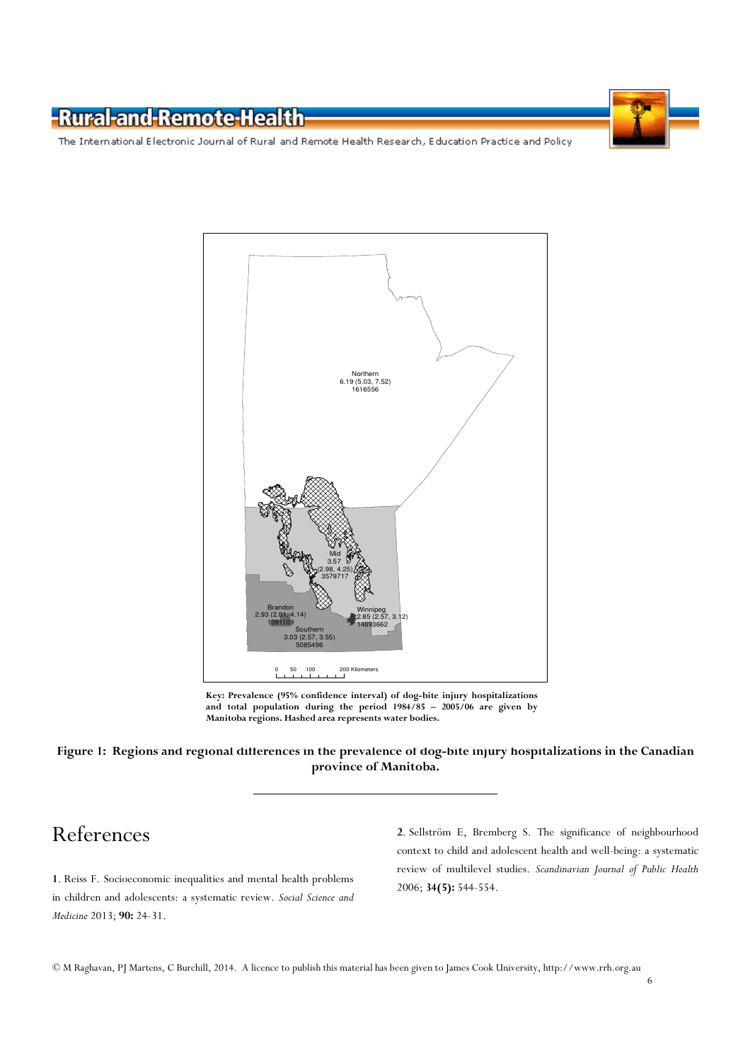Key: Prevalence (95% confidence interval) of dog-bite injury hospitalizations and total population during the period 1984/85 – 2005/06 are given by Manitoba regions. Hashed area represents water bodies.

**Figure 1: Regions and regional differences in the prevalence of dog-bite injury hospitalizations in the Canadian province of Manitoba.**

# References

**1**. Reiss F. Socioeconomic inequalities and mental health problems in children and adolescents: a systematic review. *Social Science and Medicine* 2013; **90:** 24-31.

**2**. Sellström E, Bremberg S. The significance of neighbourhood context to child and adolescent health and well-being: a systematic review of multilevel studies. *Scandinavian Journal of Public Health* 2006; **34(5):** 544-554.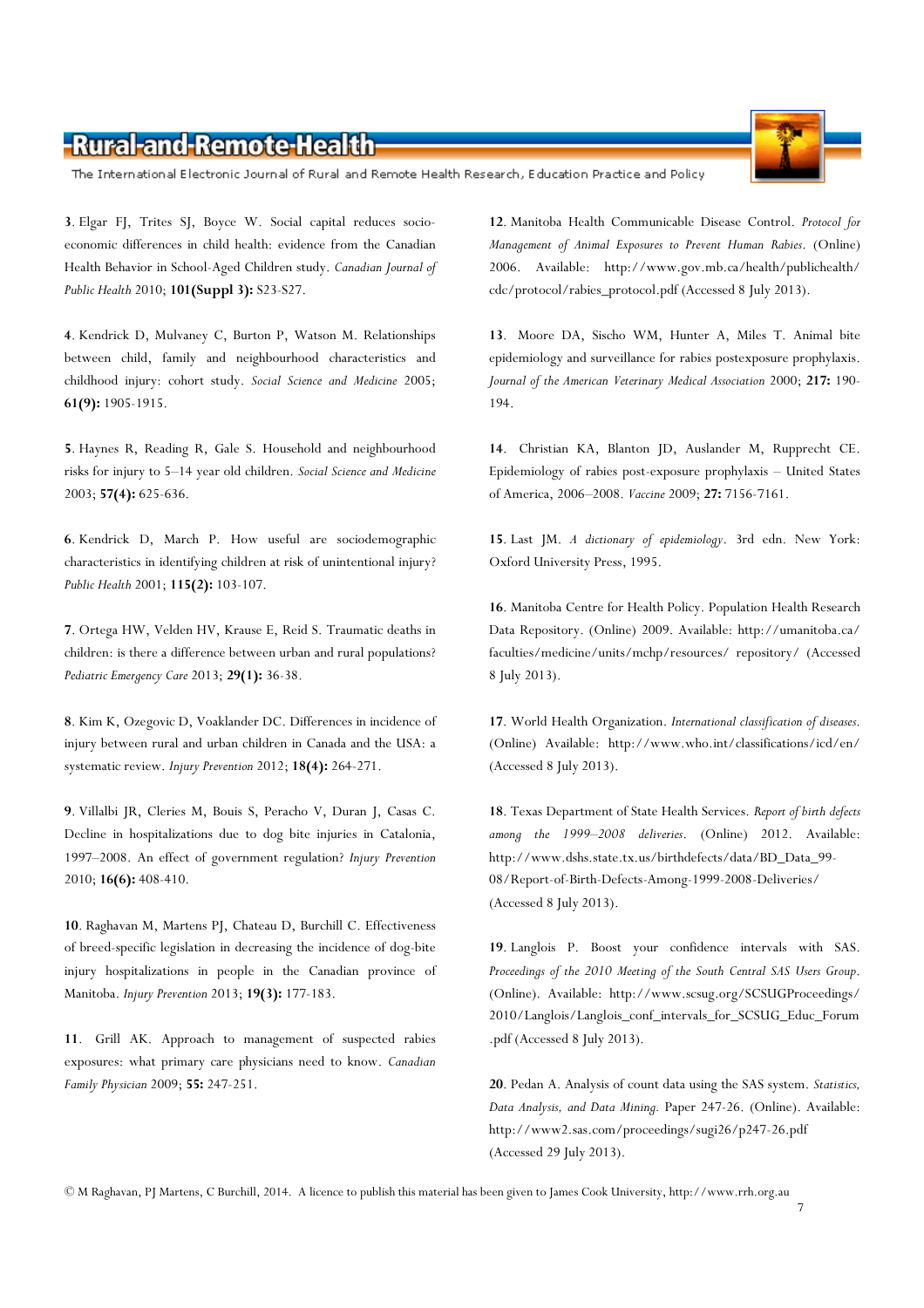**3**. Elgar FJ, Trites SJ, Boyce W. Social capital reduces socio-economic differences in child health: evidence from the Canadian Health Behavior in School-Aged Children study. *Canadian Journal of Public Health* 2010; **101(Suppl 3):** S23-S27.

**4**. Kendrick D, Mulvaney C, Burton P, Watson M. Relationships between child, family and neighbourhood characteristics and childhood injury: cohort study. *Social Science and Medicine* 2005; **61(9):** 1905-1915.

**5**. Haynes R, Reading R, Gale S. Household and neighbourhood risks for injury to 5–14 year old children. *Social Science and Medicine* 2003; **57(4):** 625-636.

**6**. Kendrick D, March P. How useful are sociodemographic characteristics in identifying children at risk of unintentional injury? *Public Health* 2001; **115(2):** 103-107.

**7**. Ortega HW, Velden HV, Krause E, Reid S. Traumatic deaths in children: is there a difference between urban and rural populations? *Pediatric Emergency Care* 2013; **29(1):** 36-38.

**8**. Kim K, Ozegovic D, Voaklander DC. Differences in incidence of injury between rural and urban children in Canada and the USA: a systematic review. *Injury Prevention* 2012; **18(4):** 264-271.

**9**. Villalbi JR, Cleries M, Bouis S, Peracho V, Duran J, Casas C. Decline in hospitalizations due to dog bite injuries in Catalonia, 1997–2008. An effect of government regulation? *Injury Prevention* 2010; **16(6):** 408-410.

**10**. Raghavan M, Martens PJ, Chateau D, Burchill C. Effectiveness of breed-specific legislation in decreasing the incidence of dog-bite injury hospitalizations in people in the Canadian province of Manitoba. *Injury Prevention* 2013; **19(3):** 177-183.

**11**. Grill AK. Approach to management of suspected rabies exposures: what primary care physicians need to know. *Canadian Family Physician* 2009; **55:** 247-251.

**12**. Manitoba Health Communicable Disease Control. *Protocol for Management of Animal Exposures to Prevent Human Rabies*. (Online) 2006. Available: http://www.gov.mb.ca/health/publichealth/cdc/protocol/rabies_protocol.pdf (Accessed 8 July 2013).

**13**. Moore DA, Sischo WM, Hunter A, Miles T. Animal bite epidemiology and surveillance for rabies postexposure prophylaxis. *Journal of the American Veterinary Medical Association* 2000; **217:** 190-194.

**14**. Christian KA, Blanton JD, Auslander M, Rupprecht CE. Epidemiology of rabies post-exposure prophylaxis – United States of America, 2006–2008. *Vaccine* 2009; **27:** 7156-7161.

**15**. Last JM. *A dictionary of epidemiology*. 3rd edn. New York: Oxford University Press, 1995.

**16**. Manitoba Centre for Health Policy. Population Health Research Data Repository. (Online) 2009. Available: http://umanitoba.ca/faculties/medicine/units/mchp/resources/ repository/ (Accessed 8 July 2013).

**17**. World Health Organization. *International classification of diseases*. (Online) Available: http://www.who.int/classifications/icd/en/ (Accessed 8 July 2013).

**18**. Texas Department of State Health Services. *Report of birth defects among the 1999–2008 deliveries*. (Online) 2012. Available: http://www.dshs.state.tx.us/birthdefects/data/BD_Data_99-08/Report-of-Birth-Defects-Among-1999-2008-Deliveries/ (Accessed 8 July 2013).

**19**. Langlois P. Boost your confidence intervals with SAS. *Proceedings of the 2010 Meeting of the South Central SAS Users Group*. (Online). Available: http://www.scsug.org/SCSUGProceedings/2010/Langlois/Langlois_conf_intervals_for_SCSUG_Educ_Forum.pdf (Accessed 8 July 2013).

**20**. Pedan A. Analysis of count data using the SAS system. *Statistics, Data Analysis, and Data Mining*. Paper 247-26. (Online). Available: http://www2.sas.com/proceedings/sugi26/p247-26.pdf (Accessed 29 July 2013).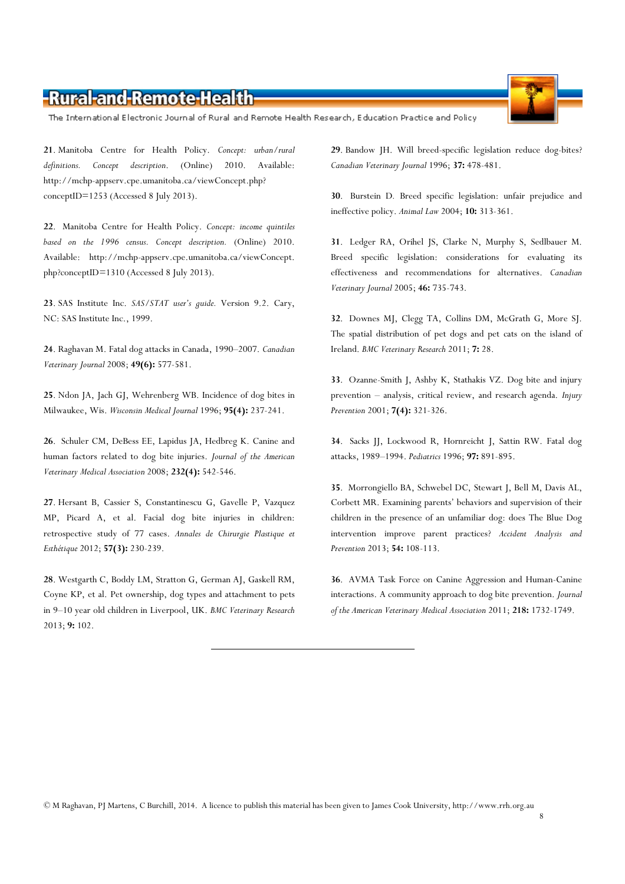**21**. Manitoba Centre for Health Policy. *Concept: urban/rural definitions. Concept description*. (Online) 2010. Available: http://mchp-appserv.cpe.umanitoba.ca/viewConcept.php?conceptID=1253 (Accessed 8 July 2013).

**22**. Manitoba Centre for Health Policy. *Concept: income quintiles based on the 1996 census. Concept description.* (Online) 2010. Available: http://mchp-appserv.cpe.umanitoba.ca/viewConcept.php?conceptID=1310 (Accessed 8 July 2013).

**23**. SAS Institute Inc. *SAS/STAT user's guide.* Version 9.2. Cary, NC: SAS Institute Inc., 1999.

**24**. Raghavan M. Fatal dog attacks in Canada, 1990–2007. *Canadian Veterinary Journal* 2008; **49(6):** 577-581.

**25**. Ndon JA, Jach GJ, Wehrenberg WB. Incidence of dog bites in Milwaukee, Wis. *Wisconsin Medical Journal* 1996; **95(4):** 237-241.

**26**. Schuler CM, DeBess EE, Lapidus JA, Hedbreg K. Canine and human factors related to dog bite injuries. *Journal of the American Veterinary Medical Association* 2008; **232(4):** 542-546.

**27**. Hersant B, Cassier S, Constantinescu G, Gavelle P, Vazquez MP, Picard A, et al. Facial dog bite injuries in children: retrospective study of 77 cases. *Annales de Chirurgie Plastique et Esthétique* 2012; **57(3):** 230-239.

**28**. Westgarth C, Boddy LM, Stratton G, German AJ, Gaskell RM, Coyne KP, et al. Pet ownership, dog types and attachment to pets in 9–10 year old children in Liverpool, UK. *BMC Veterinary Research* 2013; **9:** 102.

**29**. Bandow JH. Will breed-specific legislation reduce dog-bites? *Canadian Veterinary Journal* 1996; **37:** 478-481.

**30**. Burstein D. Breed specific legislation: unfair prejudice and ineffective policy. *Animal Law* 2004; **10:** 313-361.

**31**. Ledger RA, Orihel JS, Clarke N, Murphy S, Sedlbauer M. Breed specific legislation: considerations for evaluating its effectiveness and recommendations for alternatives. *Canadian Veterinary Journal* 2005; **46:** 735-743.

**32**. Downes MJ, Clegg TA, Collins DM, McGrath G, More SJ. The spatial distribution of pet dogs and pet cats on the island of Ireland. *BMC Veterinary Research* 2011; **7:** 28.

**33**. Ozanne-Smith J, Ashby K, Stathakis VZ. Dog bite and injury prevention – analysis, critical review, and research agenda. *Injury Prevention* 2001; **7(4):** 321-326.

**34**. Sacks JJ, Lockwood R, Hornreicht J, Sattin RW. Fatal dog attacks, 1989–1994. *Pediatrics* 1996; **97:** 891-895.

**35**. Morrongiello BA, Schwebel DC, Stewart J, Bell M, Davis AL, Corbett MR. Examining parents' behaviors and supervision of their children in the presence of an unfamiliar dog: does The Blue Dog intervention improve parent practices? *Accident Analysis and Prevention* 2013; **54:** 108-113.

**36**. AVMA Task Force on Canine Aggression and Human-Canine interactions. A community approach to dog bite prevention. *Journal of the American Veterinary Medical Association* 2011; **218:** 1732-1749.

---

© M Raghavan, PJ Martens, C Burchill, 2014. A licence to publish this material has been given to James Cook University, http://www.rrh.org.au